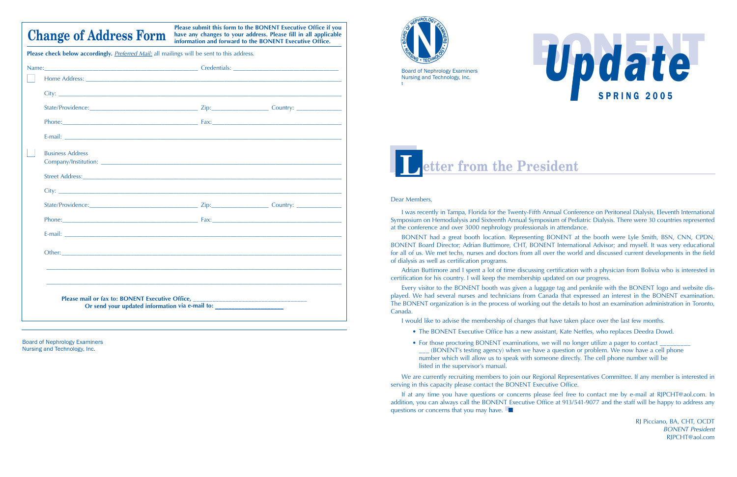# Change of Address Form

**Please submit this form to the BONENT Executive Office if you have any changes to your address. Please fill in all applicable information and forward to the BONENT Executive Office.**

**Please check below accordingly.** *Preferred Mail:* all mailings will be sent to this address.

Name: ______________________________ Credentials: ______________________________

☐ Home Address: ______________________________

City: ______________________________

State/Providence: ______________________________ Zip: ______________ Country: ______________

Phone: ______________________________ Fax: ______________________________

E-mail: ______________________________

☐ Business Address

Company/Institution: ______________________________

Street Address: ______________________________

City: ______________________________

State/Providence: ______________________________ Zip: ______________ Country: ______________

Phone: ______________________________ Fax: ______________________________

E-mail: ______________________________

Other: ______________________________

______________________________

______________________________

**Please mail or fax to: BONENT Executive Office, ______________________________**

**Or send your updated information via e-mail to: ______________________________**

Board of Nephrology Examiners
Nursing and Technology, Inc.

---

Board of Nephrology Examiners
Nursing and Technology, Inc.

# BONENT Update

**SPRING 2005**

## Letter from the President

Dear Members,

I was recently in Tampa, Florida for the Twenty-Fifth Annual Conference on Peritoneal Dialysis, Eleventh International Symposium on Hemodialysis and Sixteenth Annual Symposium of Pediatric Dialysis. There were 30 countries represented at the conference and over 3000 nephrology professionals in attendance.

BONENT had a great booth location. Representing BONENT at the booth were Lyle Smith, BSN, CNN, CPDN, BONENT Board Director; Adrian Buttimore, CHT, BONENT International Advisor; and myself. It was very educational for all of us. We met techs, nurses and doctors from all over the world and discussed current developments in the field of dialysis as well as certification programs.

Adrian Buttimore and I spent a lot of time discussing certification with a physician from Bolivia who is interested in certification for his country. I will keep the membership updated on our progress.

Every visitor to the BONENT booth was given a luggage tag and penknife with the BONENT logo and website displayed. We had several nurses and technicians from Canada that expressed an interest in the BONENT examination. The BONENT organization is in the process of working out the details to host an examination administration in Toronto, Canada.

I would like to advise the membership of changes that have taken place over the last few months.

- The BONENT Executive Office has a new assistant, Kate Nettles, who replaces Deedra Dowd.
- For those proctoring BONENT examinations, we will no longer utilize a pager to contact ____________ (BONENT's testing agency) when we have a question or problem. We now have a cell phone number which will allow us to speak with someone directly. The cell phone number will be listed in the supervisor's manual.

We are currently recruiting members to join our Regional Representatives Committee. If any member is interested in serving in this capacity please contact the BONENT Executive Office.

If at any time you have questions or concerns please feel free to contact me by e-mail at RJPCHT@aol.com. In addition, you can always call the BONENT Executive Office at 913/541-9077 and the staff will be happy to address any questions or concerns that you may have.

RJ Picciano, BA, CHT, OCDT
*BONENT President*
RJPCHT@aol.com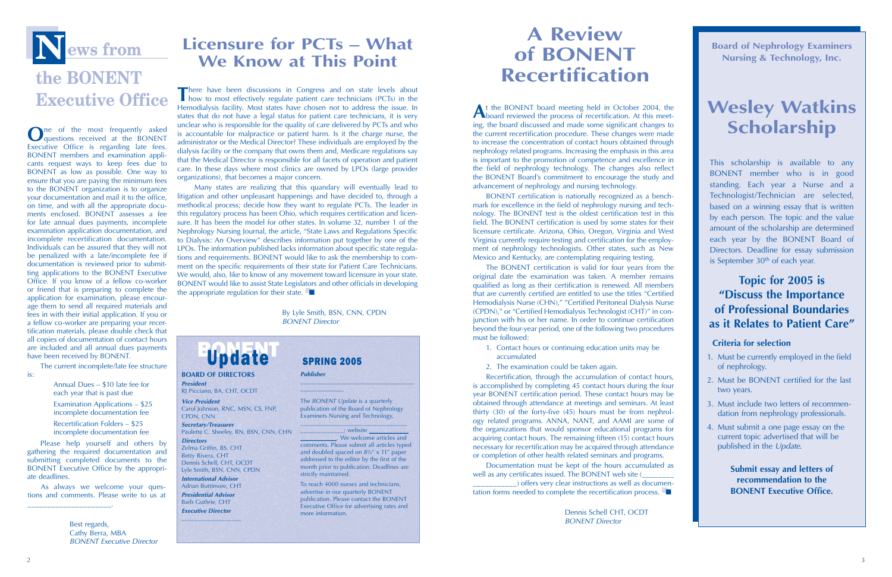# News from the BONENT Executive Office

One of the most frequently asked questions received at the BONENT Executive Office is regarding late fees. BONENT members and examination applicants request ways to keep fees due to BONENT as low as possible. One way to ensure that you are paying the minimum fees to the BONENT organization is to organize your documentation and mail it to the office, on time, and with all the appropriate documents enclosed. BONENT assesses a fee for late annual dues payments, incomplete examination application documentation, and incomplete recertification documentation. Individuals can be assured that they will not be penalized with a late/incomplete fee if documentation is reviewed prior to submitting applications to the BONENT Executive Office. If you know of a fellow co-worker or friend that is preparing to complete the application for examination, please encourage them to send all required materials and fees in with their initial application. If you or a fellow co-worker are preparing your recertification materials, please double check that all copies of documentation of contact hours are included and all annual dues payments have been received by BONENT.

The current incomplete/late fee structure is:

Annual Dues – $10 late fee for each year that is past due

Examination Applications – $25 incomplete documentation fee

Recertification Folders – $25 incomplete documentation fee

Please help yourself and others by gathering the required documentation and submitting completed documents to the BONENT Executive Office by the appropriate deadlines.

As always we welcome your questions and comments. Please write to us at ___________________.

Best regards,
Cathy Berra, MBA
*BONENT Executive Director*

# Licensure for PCTs – What We Know at This Point

There have been discussions in Congress and on state levels about how to most effectively regulate patient care technicians (PCTs) in the Hemodialysis facility. Most states have chosen not to address the issue. In states that do not have a legal status for patient care technicians, it is very unclear who is responsible for the quality of care delivered by PCTs and who is accountable for malpractice or patient harm. Is it the charge nurse, the administrator or the Medical Director? These individuals are employed by the dialysis facility or the company that owns them and, Medicare regulations say that the Medical Director is responsible for all facets of operation and patient care. In these days where most clinics are owned by LPOs (large provider organizations), that becomes a major concern.

Many states are realizing that this quandary will eventually lead to litigation and other unpleasant happenings and have decided to, through a methodical process; decide how they want to regulate PCTs. The leader in this regulatory process has been Ohio, which requires certification and licensure. It has been the model for other states. In volume 32, number 1 of the Nephrology Nursing Journal, the article, "State Laws and Regulations Specific to Dialysis: An Overview" describes information put together by one of the LPOs. The information published lacks information about specific state regulations and requirements. BONENT would like to ask the membership to comment on the specific requirements of their state for Patient Care Technicians. We would, also, like to know of any movement toward licensure in your state. BONENT would like to assist State Legislators and other officials in developing the appropriate regulation for their state.

By Lyle Smith, BSN, CNN, CPDN
*BONENT Director*

## BONENT Update — SPRING 2005

**BOARD OF DIRECTORS**

***President***
RJ Picciano, BA, CHT, OCDT

***Vice President***
Carol Johnson, RNC, MSN, CS, FNP, CPDN, CNN

***Secretary/Treasurer***
Paulette C. Sheeley, RN, BSN, CNN, CHN

***Directors***
Zelma Griffin, BS, CHT
Betty Rivera, CHT
Dennis Schell, CHT, OCDT
Lyle Smith, BSN, CNN, CPDN

***International Advisor***
Adrian Buttimore, CHT

***Presidential Advisor***
Barb Guthrie, CHT

***Executive Director***
_______________

***Publisher***
_______________

The *BONENT Update* is a quarterly publication of the Board of Nephrology Examiners Nursing and Technology, _______________; website _______________. We welcome articles and comments. Please submit all articles typed and doubled spaced on 8½" x 11" paper addressed to the editor by the first of the month prior to publication. Deadlines are strictly maintained.

To reach 4000 nurses and technicians, advertise in our quarterly BONENT publication. Please contact the BONENT Executive Office for advertising rates and more information.

# A Review of BONENT Recertification

At the BONENT board meeting held in October 2004, the board reviewed the process of recertification. At this meeting, the board discussed and made some significant changes to the current recertification procedure. These changes were made to increase the concentration of contact hours obtained through nephrology related programs. Increasing the emphasis in this area is important to the promotion of competence and excellence in the field of nephrology technology. The changes also reflect the BONENT Board's commitment to encourage the study and advancement of nephrology and nursing technology.

BONENT certification is nationally recognized as a benchmark for excellence in the field of nephrology nursing and technology. The BONENT test is the oldest certification test in this field. The BONENT certification is used by some states for their licensure certificate. Arizona, Ohio, Oregon, Virginia and West Virginia currently require testing and certification for the employment of nephrology technologists. Other states, such as New Mexico and Kentucky, are contemplating requiring testing.

The BONENT certification is valid for four years from the original date the examination was taken. A member remains qualified as long as their certification is renewed. All members that are currently certified are entitled to use the titles "Certified Hemodialysis Nurse (CHN)," "Certified Peritoneal Dialysis Nurse (CPDN)," or "Certified Hemodialysis Technologist (CHT)" in conjunction with his or her name. In order to continue certification beyond the four-year period, one of the following two procedures must be followed:

1. Contact hours or continuing education units may be accumulated
2. The examination could be taken again.

Recertification, through the accumulation of contact hours, is accomplished by completing 45 contact hours during the four year BONENT certification period. These contact hours may be obtained through attendance at meetings and seminars. At least thirty (30) of the forty-five (45) hours must be from nephrology related programs. ANNA, NANT, and AAMI are some of the organizations that would sponsor educational programs for acquiring contact hours. The remaining fifteen (15) contact hours necessary for recertification may be acquired through attendance or completion of other health related seminars and programs.

Documentation must be kept of the hours accumulated as well as any certificates issued. The BONENT web site (___________________) offers very clear instructions as well as documentation forms needed to complete the recertification process.

Dennis Schell CHT, OCDT
*BONENT Director*

**Board of Nephrology Examiners Nursing & Technology, Inc.**

# Wesley Watkins Scholarship

This scholarship is available to any BONENT member who is in good standing. Each year a Nurse and a Technologist/Technician are selected, based on a winning essay that is written by each person. The topic and the value amount of the scholarship are determined each year by the BONENT Board of Directors. Deadline for essay submission is September 30th of each year.

## Topic for 2005 is "Discuss the Importance of Professional Boundaries as it Relates to Patient Care"

**Criteria for selection**

1. Must be currently employed in the field of nephrology.
2. Must be BONENT certified for the last two years.
3. Must include two letters of recommendation from nephrology professionals.
4. Must submit a one page essay on the current topic advertised that will be published in the *Update*.

**Submit essay and letters of recommendation to the BONENT Executive Office.**